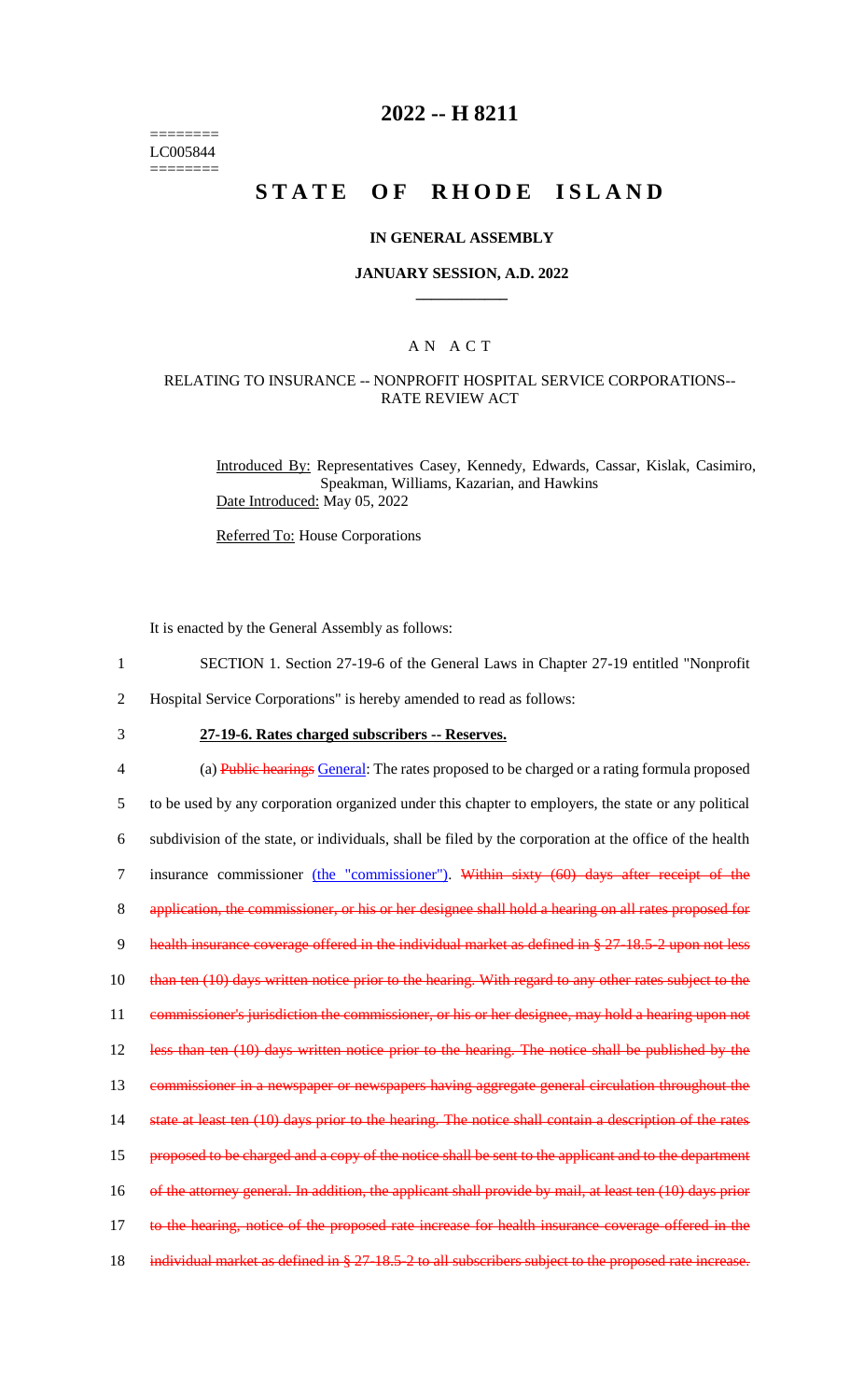========
LC005844
========

# 2022 -- H 8211

# STATE OF RHODE ISLAND

### IN GENERAL ASSEMBLY

### JANUARY SESSION, A.D. 2022

## A N A C T

### RELATING TO INSURANCE -- NONPROFIT HOSPITAL SERVICE CORPORATIONS-- RATE REVIEW ACT

Introduced By: Representatives Casey, Kennedy, Edwards, Cassar, Kislak, Casimiro, Speakman, Williams, Kazarian, and Hawkins
Date Introduced: May 05, 2022

Referred To: House Corporations

It is enacted by the General Assembly as follows:

1 SECTION 1. Section 27-19-6 of the General Laws in Chapter 27-19 entitled "Nonprofit
2 Hospital Service Corporations" is hereby amended to read as follows:

3 **27-19-6. Rates charged subscribers -- Reserves.**

4 (a) ~~Public hearings~~ General: The rates proposed to be charged or a rating formula proposed
5 to be used by any corporation organized under this chapter to employers, the state or any political
6 subdivision of the state, or individuals, shall be filed by the corporation at the office of the health
7 insurance commissioner (the "commissioner"). ~~Within sixty (60) days after receipt of the~~
8 ~~application, the commissioner, or his or her designee shall hold a hearing on all rates proposed for~~
9 ~~health insurance coverage offered in the individual market as defined in § 27-18.5-2 upon not less~~
10 ~~than ten (10) days written notice prior to the hearing. With regard to any other rates subject to the~~
11 ~~commissioner's jurisdiction the commissioner, or his or her designee, may hold a hearing upon not~~
12 ~~less than ten (10) days written notice prior to the hearing. The notice shall be published by the~~
13 ~~commissioner in a newspaper or newspapers having aggregate general circulation throughout the~~
14 ~~state at least ten (10) days prior to the hearing. The notice shall contain a description of the rates~~
15 ~~proposed to be charged and a copy of the notice shall be sent to the applicant and to the department~~
16 ~~of the attorney general. In addition, the applicant shall provide by mail, at least ten (10) days prior~~
17 ~~to the hearing, notice of the proposed rate increase for health insurance coverage offered in the~~
18 ~~individual market as defined in § 27-18.5-2 to all subscribers subject to the proposed rate increase.~~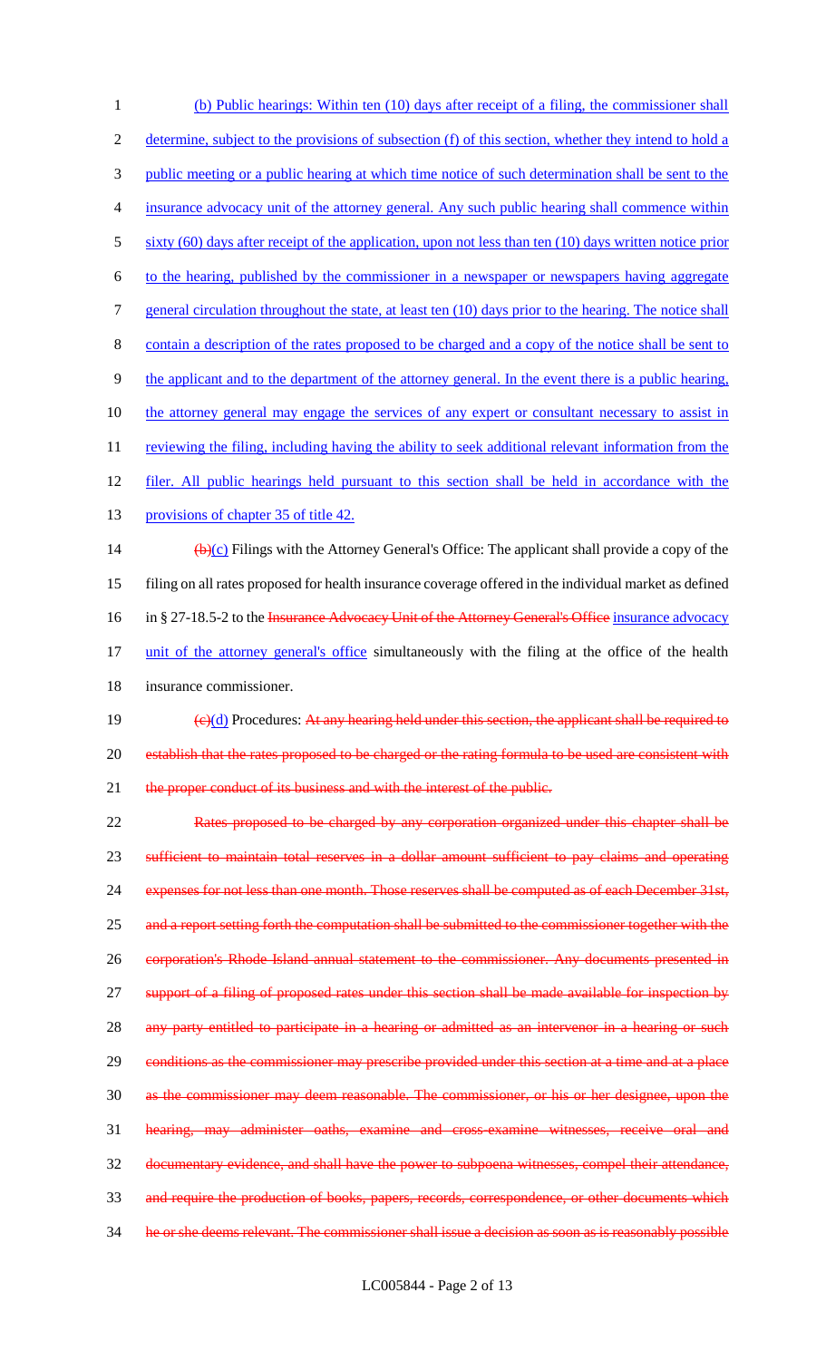(b) Public hearings: Within ten (10) days after receipt of a filing, the commissioner shall determine, subject to the provisions of subsection (f) of this section, whether they intend to hold a public meeting or a public hearing at which time notice of such determination shall be sent to the insurance advocacy unit of the attorney general. Any such public hearing shall commence within sixty (60) days after receipt of the application, upon not less than ten (10) days written notice prior to the hearing, published by the commissioner in a newspaper or newspapers having aggregate general circulation throughout the state, at least ten (10) days prior to the hearing. The notice shall contain a description of the rates proposed to be charged and a copy of the notice shall be sent to the applicant and to the department of the attorney general. In the event there is a public hearing, the attorney general may engage the services of any expert or consultant necessary to assist in reviewing the filing, including having the ability to seek additional relevant information from the filer. All public hearings held pursuant to this section shall be held in accordance with the provisions of chapter 35 of title 42.

~~(b)~~(c) Filings with the Attorney General's Office: The applicant shall provide a copy of the filing on all rates proposed for health insurance coverage offered in the individual market as defined in § 27-18.5-2 to the ~~Insurance Advocacy Unit of the Attorney General's Office~~ insurance advocacy unit of the attorney general's office simultaneously with the filing at the office of the health insurance commissioner.

~~(c)~~(d) Procedures: ~~At any hearing held under this section, the applicant shall be required to establish that the rates proposed to be charged or the rating formula to be used are consistent with the proper conduct of its business and with the interest of the public.~~

~~Rates proposed to be charged by any corporation organized under this chapter shall be sufficient to maintain total reserves in a dollar amount sufficient to pay claims and operating expenses for not less than one month. Those reserves shall be computed as of each December 31st, and a report setting forth the computation shall be submitted to the commissioner together with the corporation's Rhode Island annual statement to the commissioner. Any documents presented in support of a filing of proposed rates under this section shall be made available for inspection by any party entitled to participate in a hearing or admitted as an intervenor in a hearing or such conditions as the commissioner may prescribe provided under this section at a time and at a place as the commissioner may deem reasonable. The commissioner, or his or her designee, upon the hearing, may administer oaths, examine and cross-examine witnesses, receive oral and documentary evidence, and shall have the power to subpoena witnesses, compel their attendance, and require the production of books, papers, records, correspondence, or other documents which he or she deems relevant. The commissioner shall issue a decision as soon as is reasonably possible~~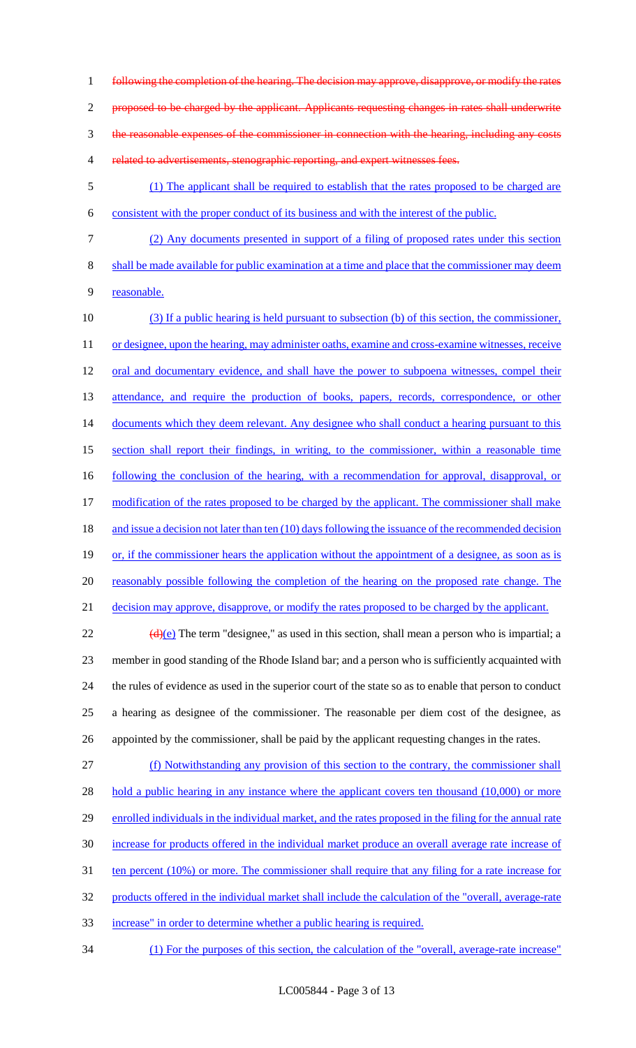~~following the completion of the hearing. The decision may approve, disapprove, or modify the rates proposed to be charged by the applicant. Applicants requesting changes in rates shall underwrite the reasonable expenses of the commissioner in connection with the hearing, including any costs related to advertisements, stenographic reporting, and expert witnesses fees.~~

(1) The applicant shall be required to establish that the rates proposed to be charged are consistent with the proper conduct of its business and with the interest of the public.

(2) Any documents presented in support of a filing of proposed rates under this section shall be made available for public examination at a time and place that the commissioner may deem reasonable.

(3) If a public hearing is held pursuant to subsection (b) of this section, the commissioner, or designee, upon the hearing, may administer oaths, examine and cross-examine witnesses, receive oral and documentary evidence, and shall have the power to subpoena witnesses, compel their attendance, and require the production of books, papers, records, correspondence, or other documents which they deem relevant. Any designee who shall conduct a hearing pursuant to this section shall report their findings, in writing, to the commissioner, within a reasonable time following the conclusion of the hearing, with a recommendation for approval, disapproval, or modification of the rates proposed to be charged by the applicant. The commissioner shall make and issue a decision not later than ten (10) days following the issuance of the recommended decision or, if the commissioner hears the application without the appointment of a designee, as soon as is reasonably possible following the completion of the hearing on the proposed rate change. The decision may approve, disapprove, or modify the rates proposed to be charged by the applicant.

~~(d)~~(e) The term "designee," as used in this section, shall mean a person who is impartial; a member in good standing of the Rhode Island bar; and a person who is sufficiently acquainted with the rules of evidence as used in the superior court of the state so as to enable that person to conduct a hearing as designee of the commissioner. The reasonable per diem cost of the designee, as appointed by the commissioner, shall be paid by the applicant requesting changes in the rates.

(f) Notwithstanding any provision of this section to the contrary, the commissioner shall hold a public hearing in any instance where the applicant covers ten thousand (10,000) or more enrolled individuals in the individual market, and the rates proposed in the filing for the annual rate increase for products offered in the individual market produce an overall average rate increase of ten percent (10%) or more. The commissioner shall require that any filing for a rate increase for products offered in the individual market shall include the calculation of the "overall, average-rate increase" in order to determine whether a public hearing is required.

(1) For the purposes of this section, the calculation of the "overall, average-rate increase"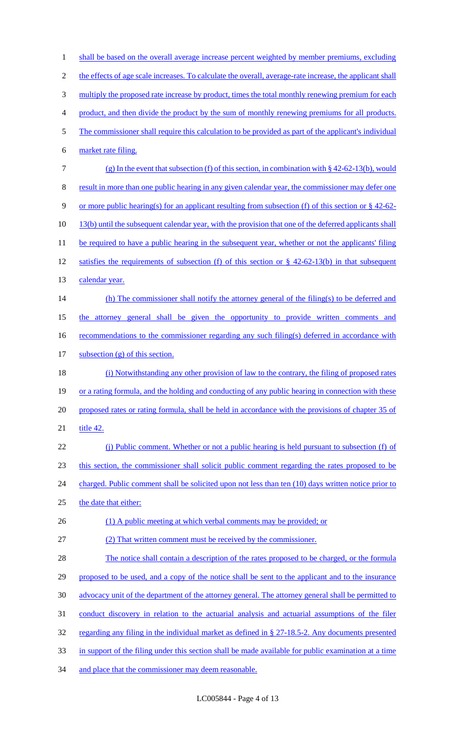shall be based on the overall average increase percent weighted by member premiums, excluding the effects of age scale increases. To calculate the overall, average-rate increase, the applicant shall multiply the proposed rate increase by product, times the total monthly renewing premium for each product, and then divide the product by the sum of monthly renewing premiums for all products. The commissioner shall require this calculation to be provided as part of the applicant's individual market rate filing.

(g) In the event that subsection (f) of this section, in combination with § 42-62-13(b), would result in more than one public hearing in any given calendar year, the commissioner may defer one or more public hearing(s) for an applicant resulting from subsection (f) of this section or § 42-62-13(b) until the subsequent calendar year, with the provision that one of the deferred applicants shall be required to have a public hearing in the subsequent year, whether or not the applicants' filing satisfies the requirements of subsection (f) of this section or § 42-62-13(b) in that subsequent calendar year.

(h) The commissioner shall notify the attorney general of the filing(s) to be deferred and the attorney general shall be given the opportunity to provide written comments and recommendations to the commissioner regarding any such filing(s) deferred in accordance with subsection (g) of this section.

(i) Notwithstanding any other provision of law to the contrary, the filing of proposed rates or a rating formula, and the holding and conducting of any public hearing in connection with these proposed rates or rating formula, shall be held in accordance with the provisions of chapter 35 of title 42.

(j) Public comment. Whether or not a public hearing is held pursuant to subsection (f) of this section, the commissioner shall solicit public comment regarding the rates proposed to be charged. Public comment shall be solicited upon not less than ten (10) days written notice prior to the date that either:

(1) A public meeting at which verbal comments may be provided; or

(2) That written comment must be received by the commissioner.

The notice shall contain a description of the rates proposed to be charged, or the formula proposed to be used, and a copy of the notice shall be sent to the applicant and to the insurance advocacy unit of the department of the attorney general. The attorney general shall be permitted to conduct discovery in relation to the actuarial analysis and actuarial assumptions of the filer regarding any filing in the individual market as defined in § 27-18.5-2. Any documents presented in support of the filing under this section shall be made available for public examination at a time and place that the commissioner may deem reasonable.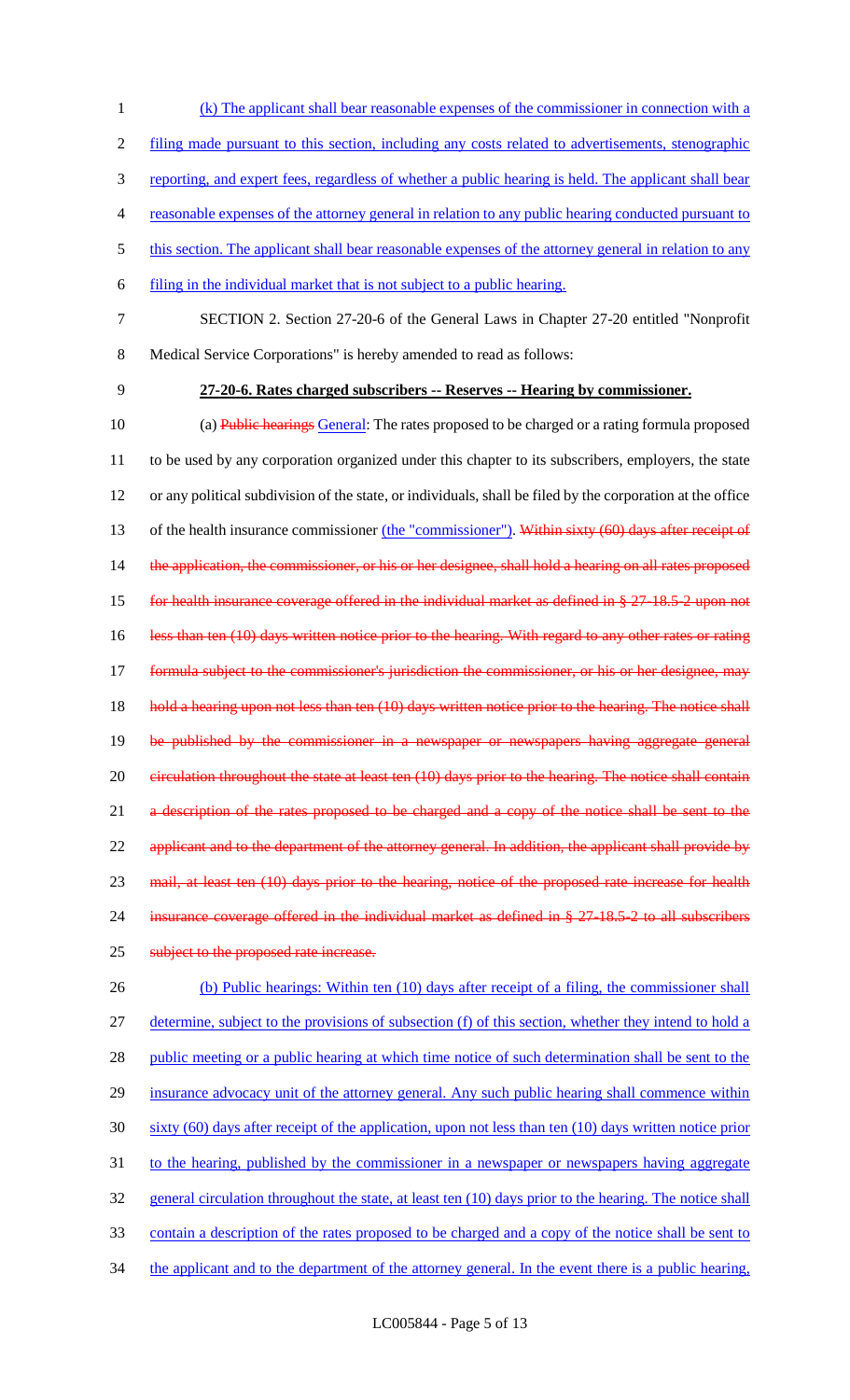(k) The applicant shall bear reasonable expenses of the commissioner in connection with a filing made pursuant to this section, including any costs related to advertisements, stenographic reporting, and expert fees, regardless of whether a public hearing is held. The applicant shall bear reasonable expenses of the attorney general in relation to any public hearing conducted pursuant to this section. The applicant shall bear reasonable expenses of the attorney general in relation to any filing in the individual market that is not subject to a public hearing.

SECTION 2. Section 27-20-6 of the General Laws in Chapter 27-20 entitled "Nonprofit Medical Service Corporations" is hereby amended to read as follows:

**27-20-6. Rates charged subscribers -- Reserves -- Hearing by commissioner.**

(a) ~~Public hearings~~ General: The rates proposed to be charged or a rating formula proposed to be used by any corporation organized under this chapter to its subscribers, employers, the state or any political subdivision of the state, or individuals, shall be filed by the corporation at the office of the health insurance commissioner (the "commissioner"). ~~Within sixty (60) days after receipt of the application, the commissioner, or his or her designee, shall hold a hearing on all rates proposed for health insurance coverage offered in the individual market as defined in § 27-18.5-2 upon not less than ten (10) days written notice prior to the hearing. With regard to any other rates or rating formula subject to the commissioner's jurisdiction the commissioner, or his or her designee, may hold a hearing upon not less than ten (10) days written notice prior to the hearing. The notice shall be published by the commissioner in a newspaper or newspapers having aggregate general circulation throughout the state at least ten (10) days prior to the hearing. The notice shall contain a description of the rates proposed to be charged and a copy of the notice shall be sent to the applicant and to the department of the attorney general. In addition, the applicant shall provide by mail, at least ten (10) days prior to the hearing, notice of the proposed rate increase for health insurance coverage offered in the individual market as defined in § 27-18.5-2 to all subscribers subject to the proposed rate increase.~~

(b) Public hearings: Within ten (10) days after receipt of a filing, the commissioner shall determine, subject to the provisions of subsection (f) of this section, whether they intend to hold a public meeting or a public hearing at which time notice of such determination shall be sent to the insurance advocacy unit of the attorney general. Any such public hearing shall commence within sixty (60) days after receipt of the application, upon not less than ten (10) days written notice prior to the hearing, published by the commissioner in a newspaper or newspapers having aggregate general circulation throughout the state, at least ten (10) days prior to the hearing. The notice shall contain a description of the rates proposed to be charged and a copy of the notice shall be sent to the applicant and to the department of the attorney general. In the event there is a public hearing,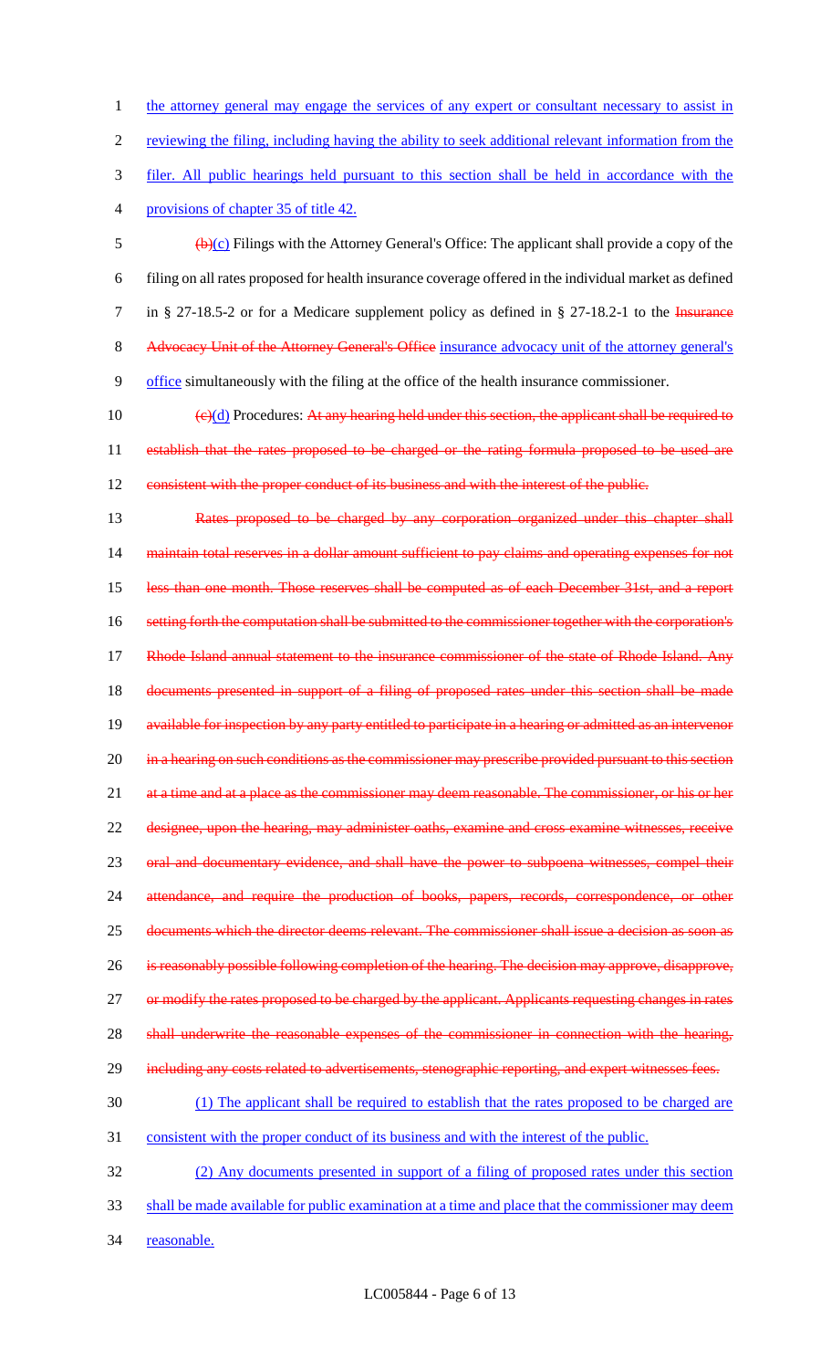the attorney general may engage the services of any expert or consultant necessary to assist in reviewing the filing, including having the ability to seek additional relevant information from the filer. All public hearings held pursuant to this section shall be held in accordance with the provisions of chapter 35 of title 42.

~~(b)~~(c) Filings with the Attorney General's Office: The applicant shall provide a copy of the filing on all rates proposed for health insurance coverage offered in the individual market as defined in § 27-18.5-2 or for a Medicare supplement policy as defined in § 27-18.2-1 to the ~~Insurance Advocacy Unit of the Attorney General's Office~~ insurance advocacy unit of the attorney general's office simultaneously with the filing at the office of the health insurance commissioner.

~~(c)~~(d) Procedures: ~~At any hearing held under this section, the applicant shall be required to establish that the rates proposed to be charged or the rating formula proposed to be used are consistent with the proper conduct of its business and with the interest of the public.~~

~~Rates proposed to be charged by any corporation organized under this chapter shall maintain total reserves in a dollar amount sufficient to pay claims and operating expenses for not less than one month. Those reserves shall be computed as of each December 31st, and a report setting forth the computation shall be submitted to the commissioner together with the corporation's Rhode Island annual statement to the insurance commissioner of the state of Rhode Island. Any documents presented in support of a filing of proposed rates under this section shall be made available for inspection by any party entitled to participate in a hearing or admitted as an intervenor in a hearing on such conditions as the commissioner may prescribe provided pursuant to this section at a time and at a place as the commissioner may deem reasonable. The commissioner, or his or her designee, upon the hearing, may administer oaths, examine and cross examine witnesses, receive oral and documentary evidence, and shall have the power to subpoena witnesses, compel their attendance, and require the production of books, papers, records, correspondence, or other documents which the director deems relevant. The commissioner shall issue a decision as soon as is reasonably possible following completion of the hearing. The decision may approve, disapprove, or modify the rates proposed to be charged by the applicant. Applicants requesting changes in rates shall underwrite the reasonable expenses of the commissioner in connection with the hearing, including any costs related to advertisements, stenographic reporting, and expert witnesses fees.~~

(1) The applicant shall be required to establish that the rates proposed to be charged are consistent with the proper conduct of its business and with the interest of the public.

(2) Any documents presented in support of a filing of proposed rates under this section shall be made available for public examination at a time and place that the commissioner may deem reasonable.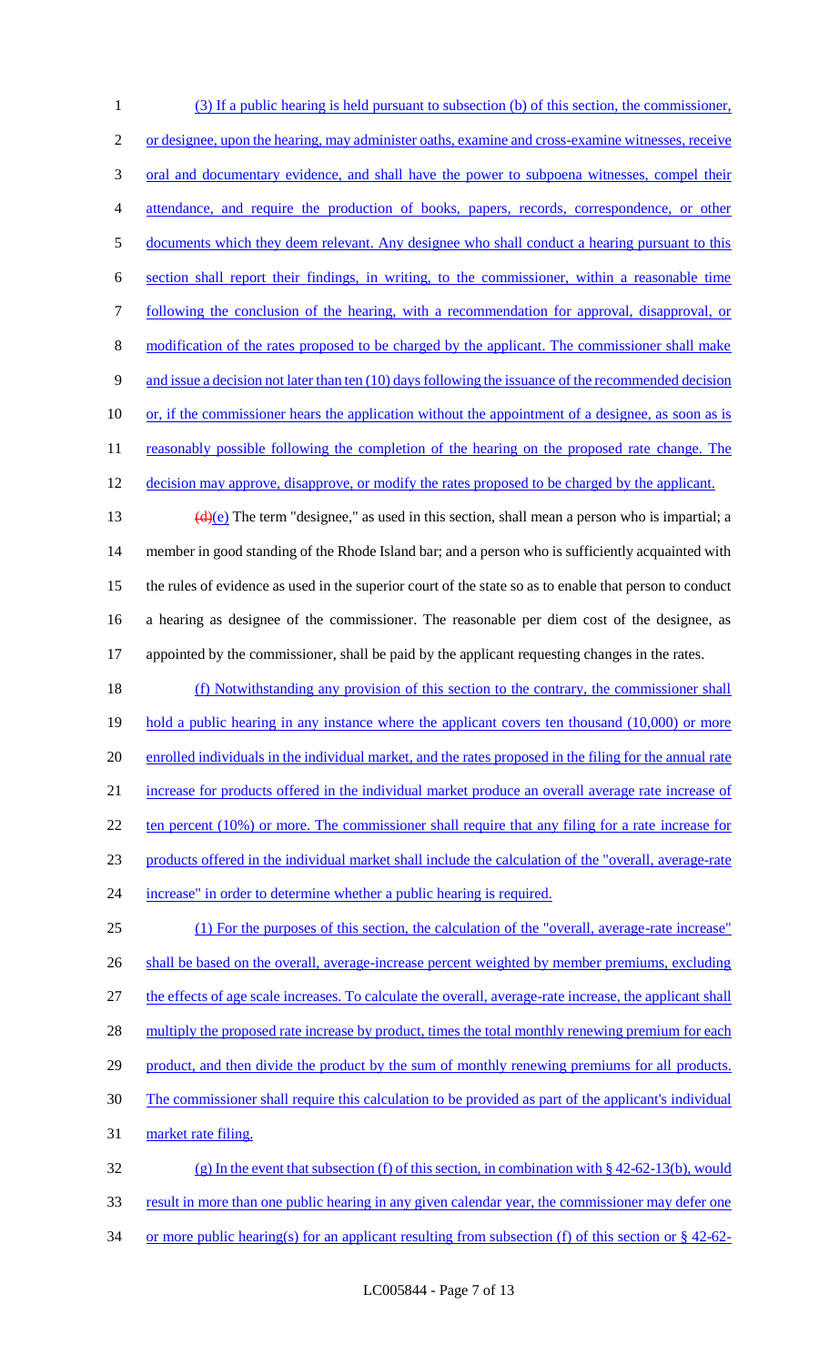(3) If a public hearing is held pursuant to subsection (b) of this section, the commissioner, or designee, upon the hearing, may administer oaths, examine and cross-examine witnesses, receive oral and documentary evidence, and shall have the power to subpoena witnesses, compel their attendance, and require the production of books, papers, records, correspondence, or other documents which they deem relevant. Any designee who shall conduct a hearing pursuant to this section shall report their findings, in writing, to the commissioner, within a reasonable time following the conclusion of the hearing, with a recommendation for approval, disapproval, or modification of the rates proposed to be charged by the applicant. The commissioner shall make and issue a decision not later than ten (10) days following the issuance of the recommended decision or, if the commissioner hears the application without the appointment of a designee, as soon as is reasonably possible following the completion of the hearing on the proposed rate change. The decision may approve, disapprove, or modify the rates proposed to be charged by the applicant.

~~(d)~~(e) The term "designee," as used in this section, shall mean a person who is impartial; a member in good standing of the Rhode Island bar; and a person who is sufficiently acquainted with the rules of evidence as used in the superior court of the state so as to enable that person to conduct a hearing as designee of the commissioner. The reasonable per diem cost of the designee, as appointed by the commissioner, shall be paid by the applicant requesting changes in the rates.

(f) Notwithstanding any provision of this section to the contrary, the commissioner shall hold a public hearing in any instance where the applicant covers ten thousand (10,000) or more enrolled individuals in the individual market, and the rates proposed in the filing for the annual rate increase for products offered in the individual market produce an overall average rate increase of ten percent (10%) or more. The commissioner shall require that any filing for a rate increase for products offered in the individual market shall include the calculation of the "overall, average-rate increase" in order to determine whether a public hearing is required.

(1) For the purposes of this section, the calculation of the "overall, average-rate increase" shall be based on the overall, average-increase percent weighted by member premiums, excluding the effects of age scale increases. To calculate the overall, average-rate increase, the applicant shall multiply the proposed rate increase by product, times the total monthly renewing premium for each product, and then divide the product by the sum of monthly renewing premiums for all products. The commissioner shall require this calculation to be provided as part of the applicant's individual market rate filing.

(g) In the event that subsection (f) of this section, in combination with § 42-62-13(b), would result in more than one public hearing in any given calendar year, the commissioner may defer one or more public hearing(s) for an applicant resulting from subsection (f) of this section or § 42-62-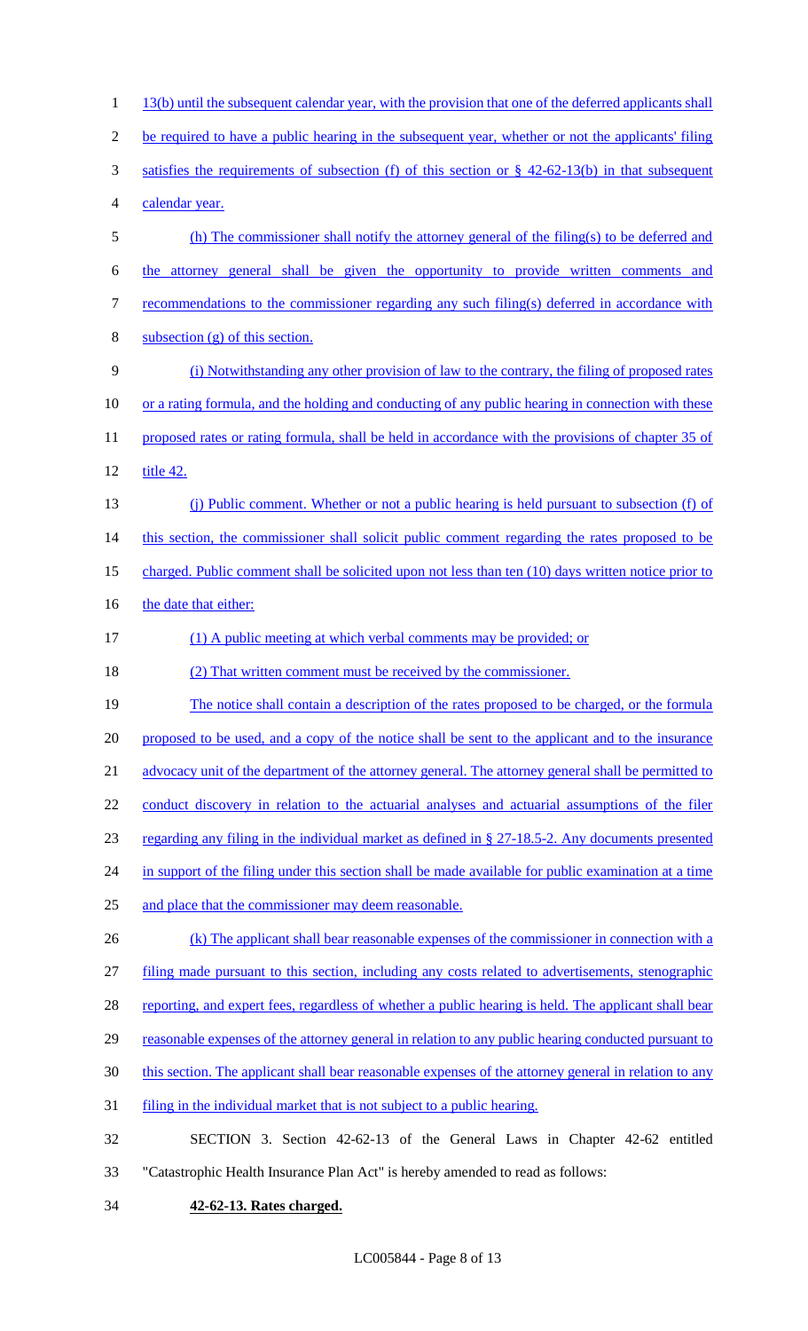13(b) until the subsequent calendar year, with the provision that one of the deferred applicants shall be required to have a public hearing in the subsequent year, whether or not the applicants' filing satisfies the requirements of subsection (f) of this section or § 42-62-13(b) in that subsequent calendar year.

(h) The commissioner shall notify the attorney general of the filing(s) to be deferred and the attorney general shall be given the opportunity to provide written comments and recommendations to the commissioner regarding any such filing(s) deferred in accordance with subsection (g) of this section.

(i) Notwithstanding any other provision of law to the contrary, the filing of proposed rates or a rating formula, and the holding and conducting of any public hearing in connection with these proposed rates or rating formula, shall be held in accordance with the provisions of chapter 35 of title 42.

(j) Public comment. Whether or not a public hearing is held pursuant to subsection (f) of this section, the commissioner shall solicit public comment regarding the rates proposed to be charged. Public comment shall be solicited upon not less than ten (10) days written notice prior to the date that either:

(1) A public meeting at which verbal comments may be provided; or

(2) That written comment must be received by the commissioner.

The notice shall contain a description of the rates proposed to be charged, or the formula proposed to be used, and a copy of the notice shall be sent to the applicant and to the insurance advocacy unit of the department of the attorney general. The attorney general shall be permitted to conduct discovery in relation to the actuarial analyses and actuarial assumptions of the filer regarding any filing in the individual market as defined in § 27-18.5-2. Any documents presented in support of the filing under this section shall be made available for public examination at a time and place that the commissioner may deem reasonable.

(k) The applicant shall bear reasonable expenses of the commissioner in connection with a filing made pursuant to this section, including any costs related to advertisements, stenographic reporting, and expert fees, regardless of whether a public hearing is held. The applicant shall bear reasonable expenses of the attorney general in relation to any public hearing conducted pursuant to this section. The applicant shall bear reasonable expenses of the attorney general in relation to any filing in the individual market that is not subject to a public hearing.

SECTION 3. Section 42-62-13 of the General Laws in Chapter 42-62 entitled "Catastrophic Health Insurance Plan Act" is hereby amended to read as follows:

**42-62-13. Rates charged.**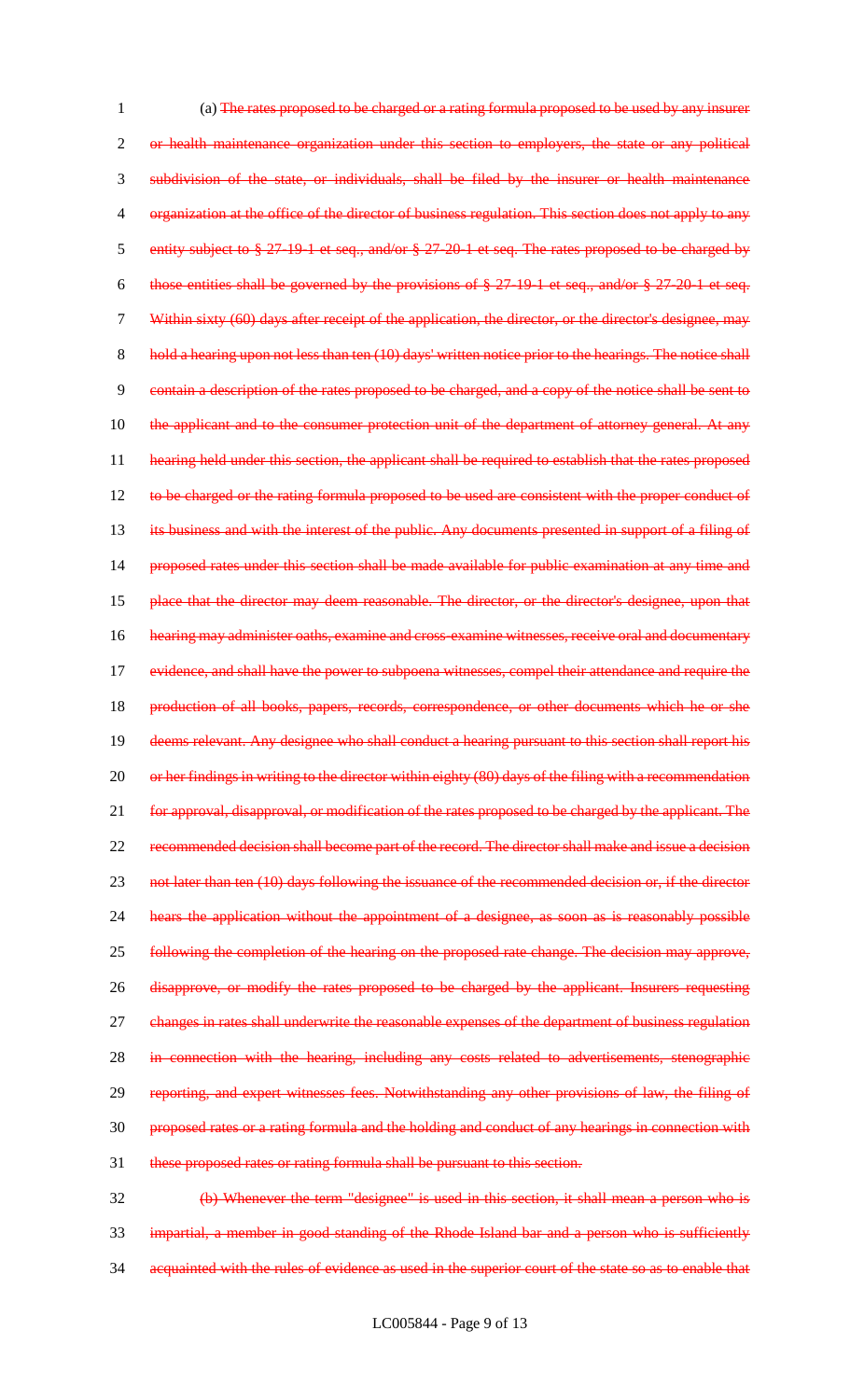(a) ~~The rates proposed to be charged or a rating formula proposed to be used by any insurer or health maintenance organization under this section to employers, the state or any political subdivision of the state, or individuals, shall be filed by the insurer or health maintenance organization at the office of the director of business regulation. This section does not apply to any entity subject to § 27-19-1 et seq., and/or § 27-20-1 et seq. The rates proposed to be charged by those entities shall be governed by the provisions of § 27-19-1 et seq., and/or § 27-20-1 et seq. Within sixty (60) days after receipt of the application, the director, or the director's designee, may hold a hearing upon not less than ten (10) days' written notice prior to the hearings. The notice shall contain a description of the rates proposed to be charged, and a copy of the notice shall be sent to the applicant and to the consumer protection unit of the department of attorney general. At any hearing held under this section, the applicant shall be required to establish that the rates proposed to be charged or the rating formula proposed to be used are consistent with the proper conduct of its business and with the interest of the public. Any documents presented in support of a filing of proposed rates under this section shall be made available for public examination at any time and place that the director may deem reasonable. The director, or the director's designee, upon that hearing may administer oaths, examine and cross-examine witnesses, receive oral and documentary evidence, and shall have the power to subpoena witnesses, compel their attendance and require the production of all books, papers, records, correspondence, or other documents which he or she deems relevant. Any designee who shall conduct a hearing pursuant to this section shall report his or her findings in writing to the director within eighty (80) days of the filing with a recommendation for approval, disapproval, or modification of the rates proposed to be charged by the applicant. The recommended decision shall become part of the record. The director shall make and issue a decision not later than ten (10) days following the issuance of the recommended decision or, if the director hears the application without the appointment of a designee, as soon as is reasonably possible following the completion of the hearing on the proposed rate change. The decision may approve, disapprove, or modify the rates proposed to be charged by the applicant. Insurers requesting changes in rates shall underwrite the reasonable expenses of the department of business regulation in connection with the hearing, including any costs related to advertisements, stenographic reporting, and expert witnesses fees. Notwithstanding any other provisions of law, the filing of proposed rates or a rating formula and the holding and conduct of any hearings in connection with these proposed rates or rating formula shall be pursuant to this section.~~

~~(b) Whenever the term "designee" is used in this section, it shall mean a person who is impartial, a member in good standing of the Rhode Island bar and a person who is sufficiently acquainted with the rules of evidence as used in the superior court of the state so as to enable that~~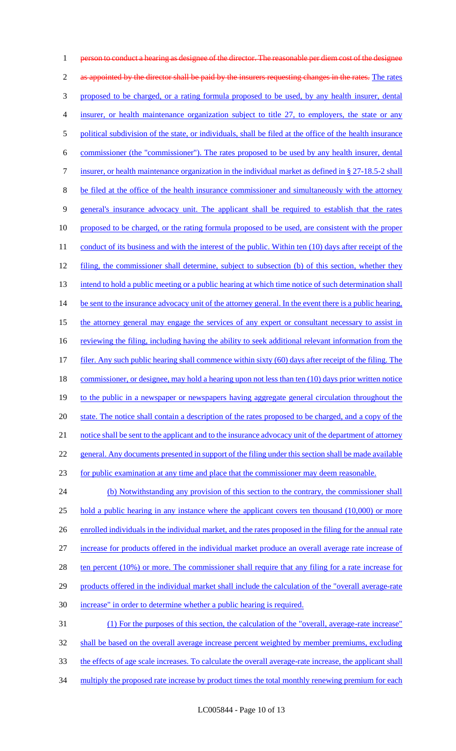~~person to conduct a hearing as designee of the director. The reasonable per diem cost of the designee as appointed by the director shall be paid by the insurers requesting changes in the rates.~~ The rates proposed to be charged, or a rating formula proposed to be used, by any health insurer, dental insurer, or health maintenance organization subject to title 27, to employers, the state or any political subdivision of the state, or individuals, shall be filed at the office of the health insurance commissioner (the "commissioner"). The rates proposed to be used by any health insurer, dental insurer, or health maintenance organization in the individual market as defined in § 27-18.5-2 shall be filed at the office of the health insurance commissioner and simultaneously with the attorney general's insurance advocacy unit. The applicant shall be required to establish that the rates proposed to be charged, or the rating formula proposed to be used, are consistent with the proper conduct of its business and with the interest of the public. Within ten (10) days after receipt of the filing, the commissioner shall determine, subject to subsection (b) of this section, whether they intend to hold a public meeting or a public hearing at which time notice of such determination shall be sent to the insurance advocacy unit of the attorney general. In the event there is a public hearing, the attorney general may engage the services of any expert or consultant necessary to assist in reviewing the filing, including having the ability to seek additional relevant information from the filer. Any such public hearing shall commence within sixty (60) days after receipt of the filing. The commissioner, or designee, may hold a hearing upon not less than ten (10) days prior written notice to the public in a newspaper or newspapers having aggregate general circulation throughout the state. The notice shall contain a description of the rates proposed to be charged, and a copy of the notice shall be sent to the applicant and to the insurance advocacy unit of the department of attorney general. Any documents presented in support of the filing under this section shall be made available for public examination at any time and place that the commissioner may deem reasonable.

(b) Notwithstanding any provision of this section to the contrary, the commissioner shall hold a public hearing in any instance where the applicant covers ten thousand (10,000) or more enrolled individuals in the individual market, and the rates proposed in the filing for the annual rate increase for products offered in the individual market produce an overall average rate increase of ten percent (10%) or more. The commissioner shall require that any filing for a rate increase for products offered in the individual market shall include the calculation of the "overall average-rate increase" in order to determine whether a public hearing is required.

(1) For the purposes of this section, the calculation of the "overall, average-rate increase" shall be based on the overall average increase percent weighted by member premiums, excluding the effects of age scale increases. To calculate the overall average-rate increase, the applicant shall multiply the proposed rate increase by product times the total monthly renewing premium for each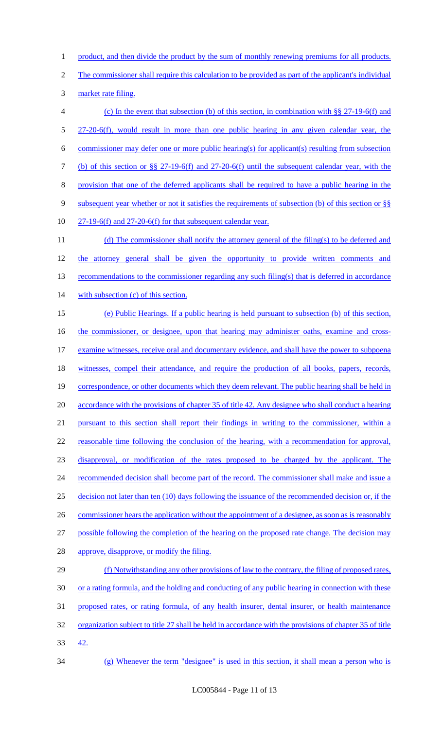product, and then divide the product by the sum of monthly renewing premiums for all products. The commissioner shall require this calculation to be provided as part of the applicant's individual market rate filing.

(c) In the event that subsection (b) of this section, in combination with §§ 27-19-6(f) and 27-20-6(f), would result in more than one public hearing in any given calendar year, the commissioner may defer one or more public hearing(s) for applicant(s) resulting from subsection (b) of this section or §§ 27-19-6(f) and 27-20-6(f) until the subsequent calendar year, with the provision that one of the deferred applicants shall be required to have a public hearing in the subsequent year whether or not it satisfies the requirements of subsection (b) of this section or §§ 27-19-6(f) and 27-20-6(f) for that subsequent calendar year.

(d) The commissioner shall notify the attorney general of the filing(s) to be deferred and the attorney general shall be given the opportunity to provide written comments and recommendations to the commissioner regarding any such filing(s) that is deferred in accordance with subsection (c) of this section.

(e) Public Hearings. If a public hearing is held pursuant to subsection (b) of this section, the commissioner, or designee, upon that hearing may administer oaths, examine and cross-examine witnesses, receive oral and documentary evidence, and shall have the power to subpoena witnesses, compel their attendance, and require the production of all books, papers, records, correspondence, or other documents which they deem relevant. The public hearing shall be held in accordance with the provisions of chapter 35 of title 42. Any designee who shall conduct a hearing pursuant to this section shall report their findings in writing to the commissioner, within a reasonable time following the conclusion of the hearing, with a recommendation for approval, disapproval, or modification of the rates proposed to be charged by the applicant. The recommended decision shall become part of the record. The commissioner shall make and issue a decision not later than ten (10) days following the issuance of the recommended decision or, if the commissioner hears the application without the appointment of a designee, as soon as is reasonably possible following the completion of the hearing on the proposed rate change. The decision may approve, disapprove, or modify the filing.

(f) Notwithstanding any other provisions of law to the contrary, the filing of proposed rates, or a rating formula, and the holding and conducting of any public hearing in connection with these proposed rates, or rating formula, of any health insurer, dental insurer, or health maintenance organization subject to title 27 shall be held in accordance with the provisions of chapter 35 of title 42.

(g) Whenever the term "designee" is used in this section, it shall mean a person who is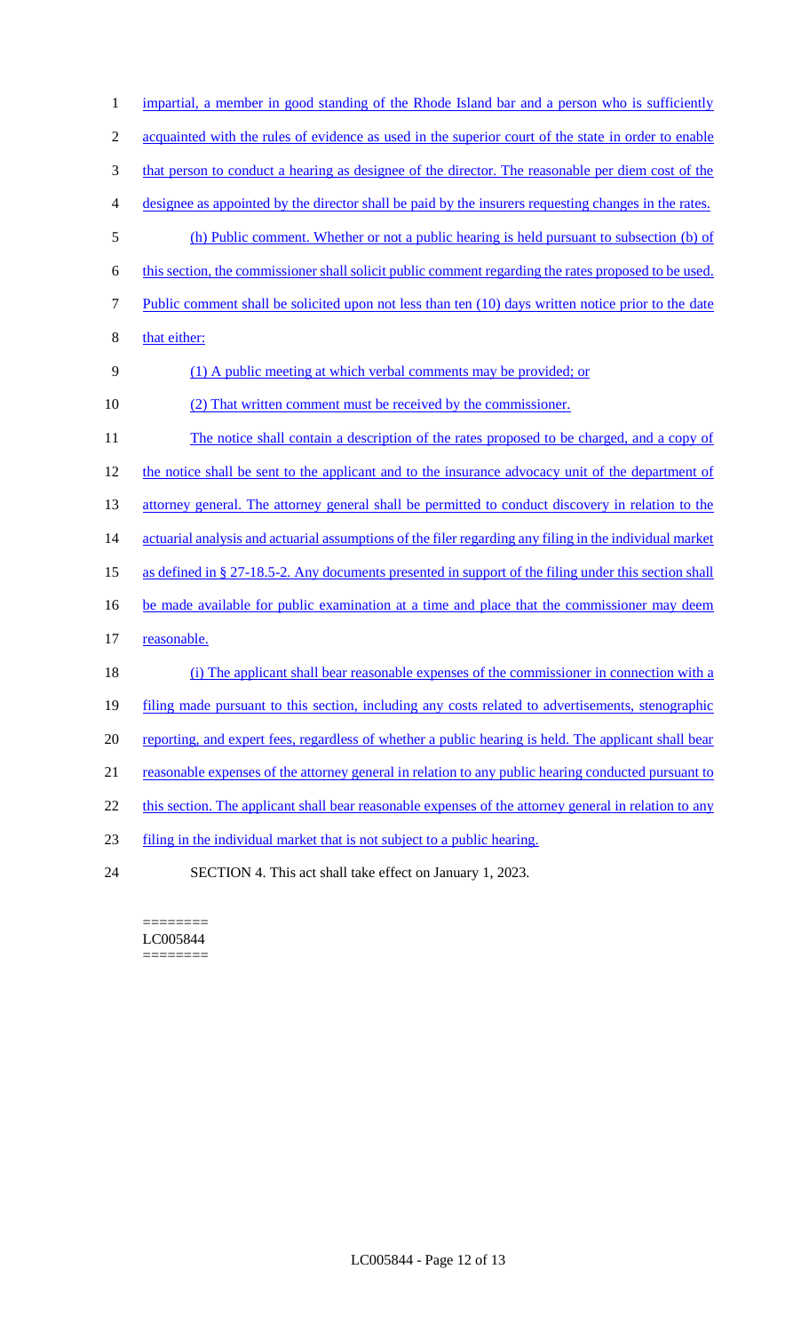impartial, a member in good standing of the Rhode Island bar and a person who is sufficiently acquainted with the rules of evidence as used in the superior court of the state in order to enable that person to conduct a hearing as designee of the director. The reasonable per diem cost of the designee as appointed by the director shall be paid by the insurers requesting changes in the rates.

(h) Public comment. Whether or not a public hearing is held pursuant to subsection (b) of this section, the commissioner shall solicit public comment regarding the rates proposed to be used. Public comment shall be solicited upon not less than ten (10) days written notice prior to the date that either:

(1) A public meeting at which verbal comments may be provided; or

(2) That written comment must be received by the commissioner.

The notice shall contain a description of the rates proposed to be charged, and a copy of the notice shall be sent to the applicant and to the insurance advocacy unit of the department of attorney general. The attorney general shall be permitted to conduct discovery in relation to the actuarial analysis and actuarial assumptions of the filer regarding any filing in the individual market as defined in § 27-18.5-2. Any documents presented in support of the filing under this section shall be made available for public examination at a time and place that the commissioner may deem reasonable.

(i) The applicant shall bear reasonable expenses of the commissioner in connection with a filing made pursuant to this section, including any costs related to advertisements, stenographic reporting, and expert fees, regardless of whether a public hearing is held. The applicant shall bear reasonable expenses of the attorney general in relation to any public hearing conducted pursuant to this section. The applicant shall bear reasonable expenses of the attorney general in relation to any filing in the individual market that is not subject to a public hearing.

SECTION 4. This act shall take effect on January 1, 2023.

========
LC005844
========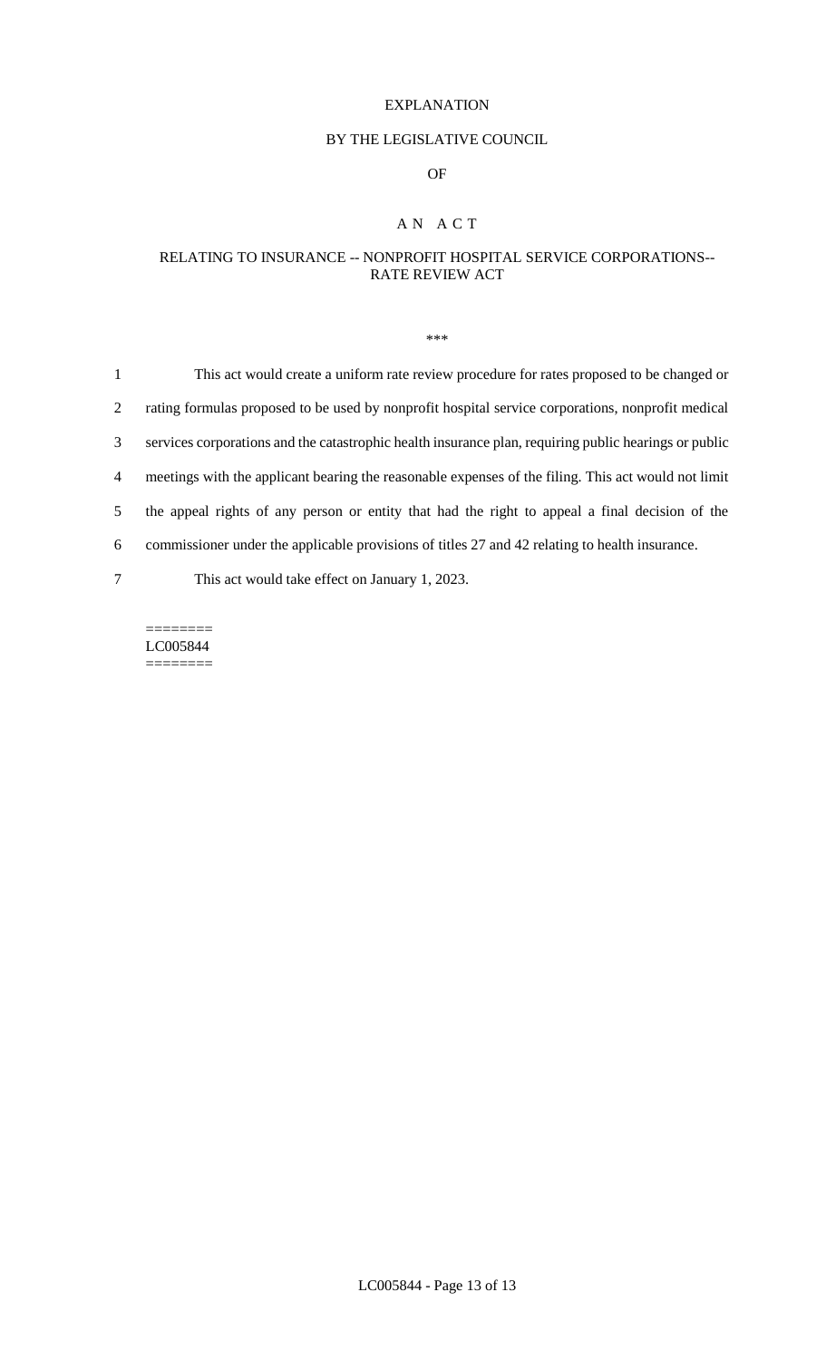EXPLANATION

BY THE LEGISLATIVE COUNCIL

OF

A N A C T

RELATING TO INSURANCE -- NONPROFIT HOSPITAL SERVICE CORPORATIONS--RATE REVIEW ACT

\*\*\*

This act would create a uniform rate review procedure for rates proposed to be changed or rating formulas proposed to be used by nonprofit hospital service corporations, nonprofit medical services corporations and the catastrophic health insurance plan, requiring public hearings or public meetings with the applicant bearing the reasonable expenses of the filing. This act would not limit the appeal rights of any person or entity that had the right to appeal a final decision of the commissioner under the applicable provisions of titles 27 and 42 relating to health insurance.

This act would take effect on January 1, 2023.

========
LC005844
========